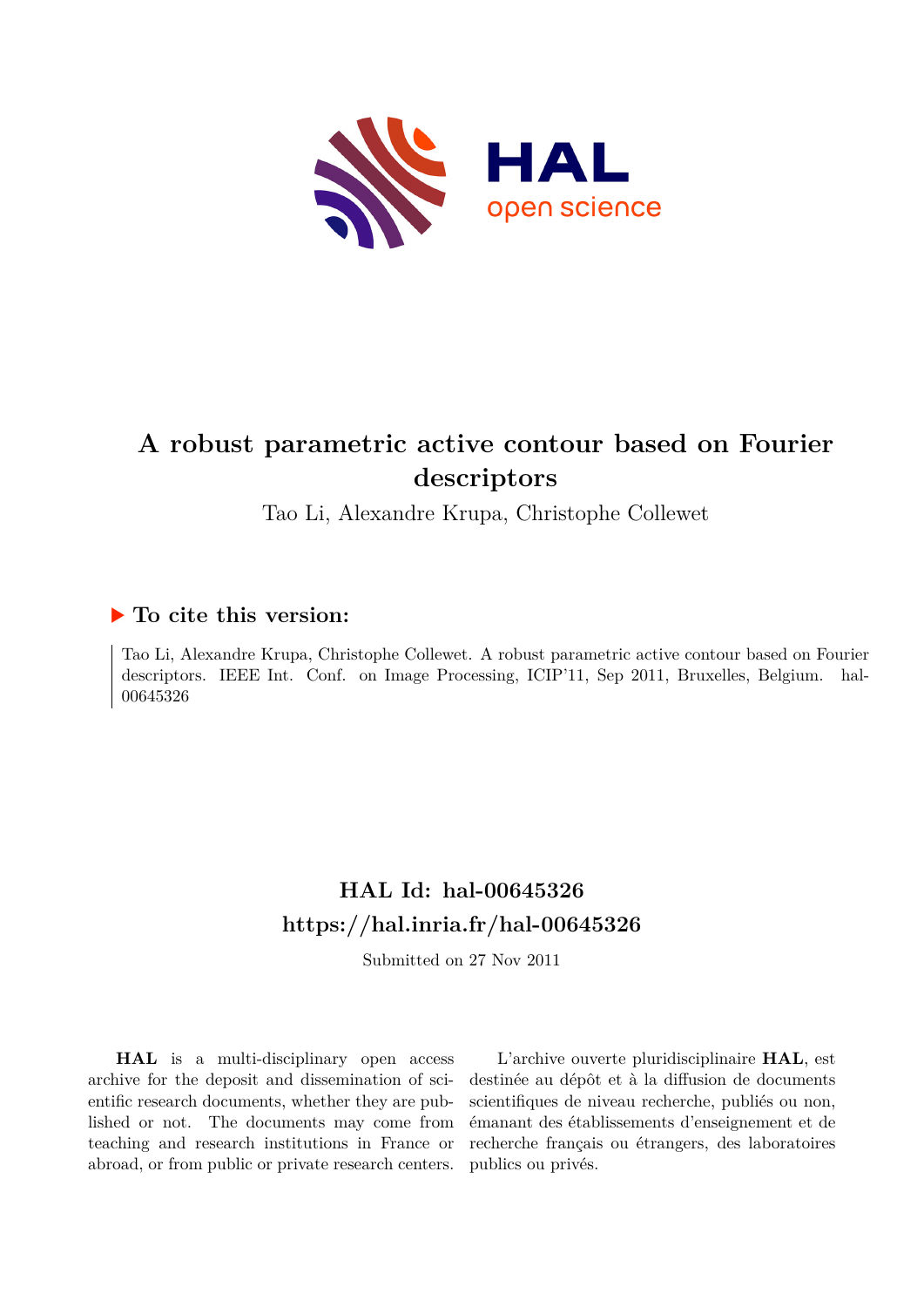# A robust parametric active contour based on Fourier descriptors

Tao Li, Alexandre Krupa, Christophe Collewet

## ▶ To cite this version:

Tao Li, Alexandre Krupa, Christophe Collewet. A robust parametric active contour based on Fourier descriptors. IEEE Int. Conf. on Image Processing, ICIP'11, Sep 2011, Bruxelles, Belgium. hal-00645326

## HAL Id: hal-00645326
## https://hal.inria.fr/hal-00645326

Submitted on 27 Nov 2011

**HAL** is a multi-disciplinary open access archive for the deposit and dissemination of scientific research documents, whether they are published or not. The documents may come from teaching and research institutions in France or abroad, or from public or private research centers.

L'archive ouverte pluridisciplinaire **HAL**, est destinée au dépôt et à la diffusion de documents scientifiques de niveau recherche, publiés ou non, émanant des établissements d'enseignement et de recherche français ou étrangers, des laboratoires publics ou privés.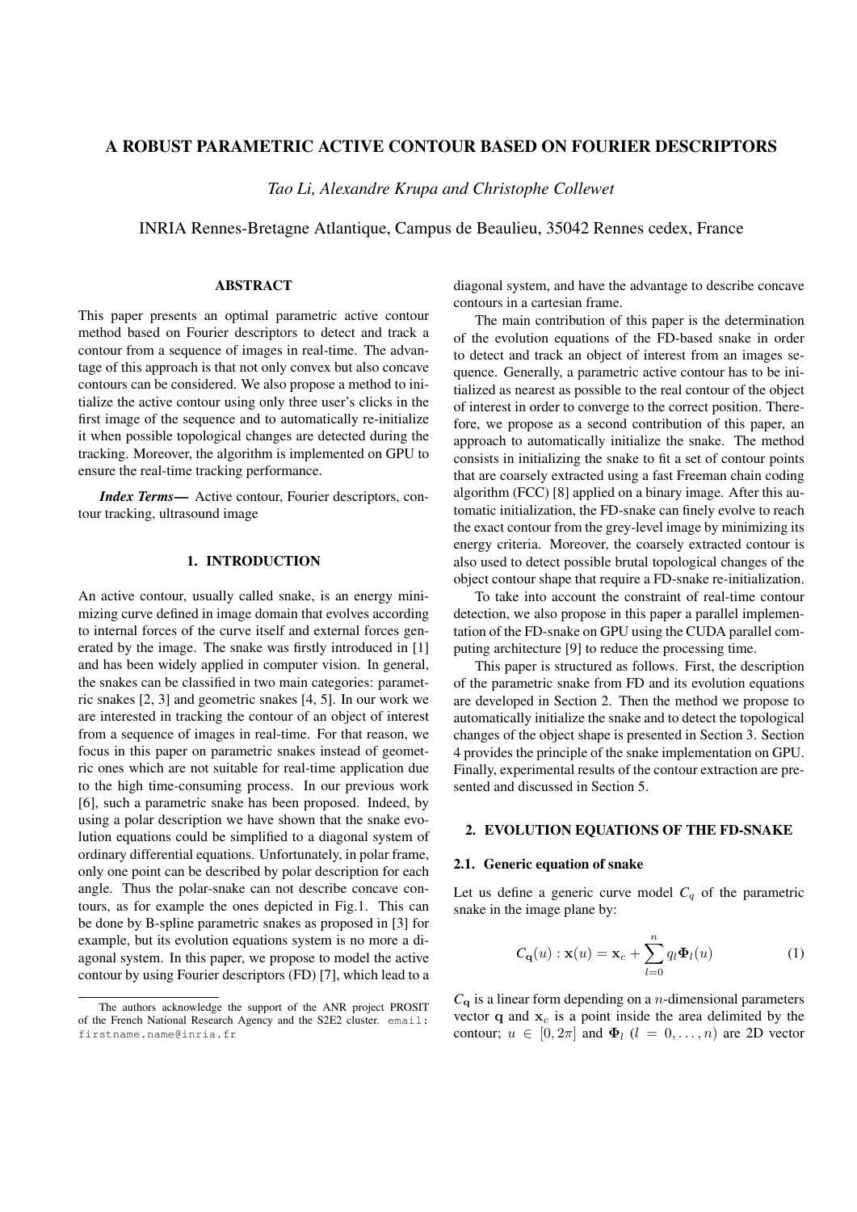# A ROBUST PARAMETRIC ACTIVE CONTOUR BASED ON FOURIER DESCRIPTORS

*Tao Li, Alexandre Krupa and Christophe Collewet*

INRIA Rennes-Bretagne Atlantique, Campus de Beaulieu, 35042 Rennes cedex, France

## ABSTRACT

This paper presents an optimal parametric active contour method based on Fourier descriptors to detect and track a contour from a sequence of images in real-time. The advantage of this approach is that not only convex but also concave contours can be considered. We also propose a method to initialize the active contour using only three user's clicks in the first image of the sequence and to automatically re-initialize it when possible topological changes are detected during the tracking. Moreover, the algorithm is implemented on GPU to ensure the real-time tracking performance.

***Index Terms***— Active contour, Fourier descriptors, contour tracking, ultrasound image

## 1. INTRODUCTION

An active contour, usually called snake, is an energy minimizing curve defined in image domain that evolves according to internal forces of the curve itself and external forces generated by the image. The snake was firstly introduced in [1] and has been widely applied in computer vision. In general, the snakes can be classified in two main categories: parametric snakes [2, 3] and geometric snakes [4, 5]. In our work we are interested in tracking the contour of an object of interest from a sequence of images in real-time. For that reason, we focus in this paper on parametric snakes instead of geometric ones which are not suitable for real-time application due to the high time-consuming process. In our previous work [6], such a parametric snake has been proposed. Indeed, by using a polar description we have shown that the snake evolution equations could be simplified to a diagonal system of ordinary differential equations. Unfortunately, in polar frame, only one point can be described by polar description for each angle. Thus the polar-snake can not describe concave contours, as for example the ones depicted in Fig.1. This can be done by B-spline parametric snakes as proposed in [3] for example, but its evolution equations system is no more a diagonal system. In this paper, we propose to model the active contour by using Fourier descriptors (FD) [7], which lead to a diagonal system, and have the advantage to describe concave contours in a cartesian frame.

The main contribution of this paper is the determination of the evolution equations of the FD-based snake in order to detect and track an object of interest from an images sequence. Generally, a parametric active contour has to be initialized as nearest as possible to the real contour of the object of interest in order to converge to the correct position. Therefore, we propose as a second contribution of this paper, an approach to automatically initialize the snake. The method consists in initializing the snake to fit a set of contour points that are coarsely extracted using a fast Freeman chain coding algorithm (FCC) [8] applied on a binary image. After this automatic initialization, the FD-snake can finely evolve to reach the exact contour from the grey-level image by minimizing its energy criteria. Moreover, the coarsely extracted contour is also used to detect possible brutal topological changes of the object contour shape that require a FD-snake re-initialization.

To take into account the constraint of real-time contour detection, we also propose in this paper a parallel implementation of the FD-snake on GPU using the CUDA parallel computing architecture [9] to reduce the processing time.

This paper is structured as follows. First, the description of the parametric snake from FD and its evolution equations are developed in Section 2. Then the method we propose to automatically initialize the snake and to detect the topological changes of the object shape is presented in Section 3. Section 4 provides the principle of the snake implementation on GPU. Finally, experimental results of the contour extraction are presented and discussed in Section 5.

## 2. EVOLUTION EQUATIONS OF THE FD-SNAKE

### 2.1. Generic equation of snake

Let us define a generic curve model $C_q$ of the parametric snake in the image plane by:

$$C_{\mathbf{q}}(u) : \mathbf{x}(u) = \mathbf{x}_c + \sum_{l=0}^{n} q_l \mathbf{\Phi}_l(u) \quad (1)$$

$C_{\mathbf{q}}$ is a linear form depending on a $n$-dimensional parameters vector $\mathbf{q}$ and $\mathbf{x}_c$ is a point inside the area delimited by the contour; $u \in [0, 2\pi]$ and $\mathbf{\Phi}_l$ $(l = 0, \ldots, n)$ are 2D vector

The authors acknowledge the support of the ANR project PROSIT of the French National Research Agency and the S2E2 cluster. email: firstname.name@inria.fr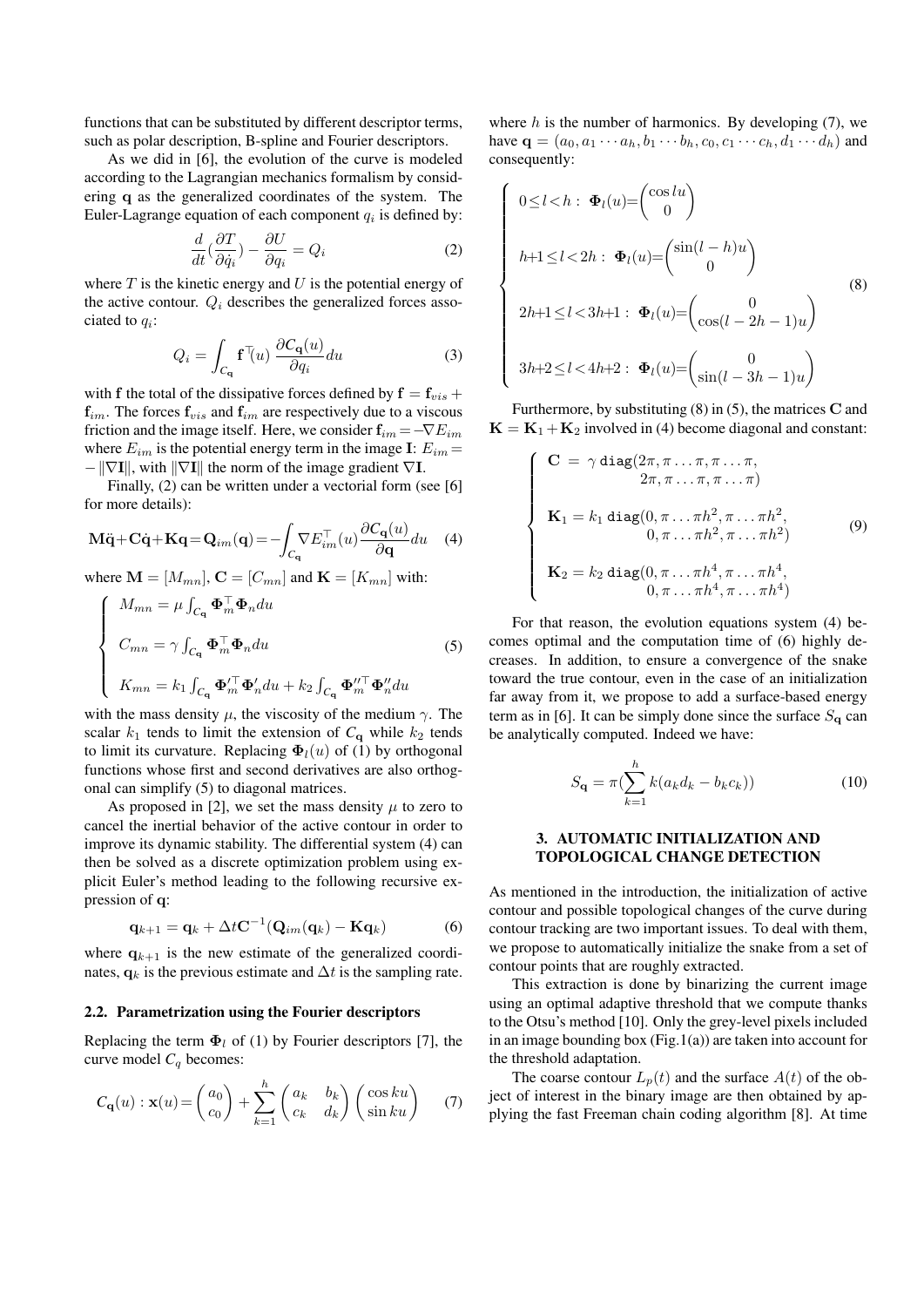functions that can be substituted by different descriptor terms, such as polar description, B-spline and Fourier descriptors.

As we did in [6], the evolution of the curve is modeled according to the Lagrangian mechanics formalism by considering $\mathbf{q}$ as the generalized coordinates of the system. The Euler-Lagrange equation of each component $q_i$ is defined by:

$$\frac{d}{dt}(\frac{\partial T}{\partial \dot{q}_i}) - \frac{\partial U}{\partial q_i} = Q_i \tag{2}$$

where $T$ is the kinetic energy and $U$ is the potential energy of the active contour. $Q_i$ describes the generalized forces associated to $q_i$:

$$Q_i = \int_{C_\mathbf{q}} \mathbf{f}^\top(u) \frac{\partial C_\mathbf{q}(u)}{\partial q_i} du \tag{3}$$

with $\mathbf{f}$ the total of the dissipative forces defined by $\mathbf{f} = \mathbf{f}_{vis} + \mathbf{f}_{im}$. The forces $\mathbf{f}_{vis}$ and $\mathbf{f}_{im}$ are respectively due to a viscous friction and the image itself. Here, we consider $\mathbf{f}_{im} = -\nabla E_{im}$ where $E_{im}$ is the potential energy term in the image $\mathbf{I}$: $E_{im} = -\|\nabla \mathbf{I}\|$, with $\|\nabla \mathbf{I}\|$ the norm of the image gradient $\nabla \mathbf{I}$.

Finally, (2) can be written under a vectorial form (see [6] for more details):

$$\mathbf{M}\ddot{\mathbf{q}} + \mathbf{C}\dot{\mathbf{q}} + \mathbf{K}\mathbf{q} = \mathbf{Q}_{im}(\mathbf{q}) = -\int_{C_\mathbf{q}} \nabla E_{im}^\top(u) \frac{\partial C_\mathbf{q}(u)}{\partial \mathbf{q}} du \tag{4}$$

where $\mathbf{M} = [M_{mn}]$, $\mathbf{C} = [C_{mn}]$ and $\mathbf{K} = [K_{mn}]$ with:

$$\begin{cases} M_{mn} = \mu \int_{C_\mathbf{q}} \mathbf{\Phi}_m^\top \mathbf{\Phi}_n du \\ C_{mn} = \gamma \int_{C_\mathbf{q}} \mathbf{\Phi}_m^\top \mathbf{\Phi}_n du \\ K_{mn} = k_1 \int_{C_\mathbf{q}} \mathbf{\Phi}_m'^\top \mathbf{\Phi}_n' du + k_2 \int_{C_\mathbf{q}} \mathbf{\Phi}_m''^\top \mathbf{\Phi}_n'' du \end{cases} \tag{5}$$

with the mass density $\mu$, the viscosity of the medium $\gamma$. The scalar $k_1$ tends to limit the extension of $C_\mathbf{q}$ while $k_2$ tends to limit its curvature. Replacing $\mathbf{\Phi}_l(u)$ of (1) by orthogonal functions whose first and second derivatives are also orthogonal can simplify (5) to diagonal matrices.

As proposed in [2], we set the mass density $\mu$ to zero to cancel the inertial behavior of the active contour in order to improve its dynamic stability. The differential system (4) can then be solved as a discrete optimization problem using explicit Euler's method leading to the following recursive expression of $\mathbf{q}$:

$$\mathbf{q}_{k+1} = \mathbf{q}_k + \Delta t \mathbf{C}^{-1}(\mathbf{Q}_{im}(\mathbf{q}_k) - \mathbf{K}\mathbf{q}_k) \tag{6}$$

where $\mathbf{q}_{k+1}$ is the new estimate of the generalized coordinates, $\mathbf{q}_k$ is the previous estimate and $\Delta t$ is the sampling rate.

### 2.2. Parametrization using the Fourier descriptors

Replacing the term $\mathbf{\Phi}_l$ of (1) by Fourier descriptors [7], the curve model $C_q$ becomes:

$$C_\mathbf{q}(u) : \mathbf{x}(u) = \begin{pmatrix} a_0 \\ c_0 \end{pmatrix} + \sum_{k=1}^{h} \begin{pmatrix} a_k & b_k \\ c_k & d_k \end{pmatrix} \begin{pmatrix} \cos ku \\ \sin ku \end{pmatrix} \tag{7}$$

where $h$ is the number of harmonics. By developing (7), we have $\mathbf{q} = (a_0, a_1 \cdots a_h, b_1 \cdots b_h, c_0, c_1 \cdots c_h, d_1 \cdots d_h)$ and consequently:

$$\begin{cases} 0 \le l < h : \ \mathbf{\Phi}_l(u) = \begin{pmatrix} \cos lu \\ 0 \end{pmatrix} \\ h+1 \le l < 2h : \ \mathbf{\Phi}_l(u) = \begin{pmatrix} \sin(l-h)u \\ 0 \end{pmatrix} \\ 2h+1 \le l < 3h+1 : \ \mathbf{\Phi}_l(u) = \begin{pmatrix} 0 \\ \cos(l-2h-1)u \end{pmatrix} \\ 3h+2 \le l < 4h+2 : \ \mathbf{\Phi}_l(u) = \begin{pmatrix} 0 \\ \sin(l-3h-1)u \end{pmatrix} \end{cases} \tag{8}$$

Furthermore, by substituting (8) in (5), the matrices $\mathbf{C}$ and $\mathbf{K} = \mathbf{K}_1 + \mathbf{K}_2$ involved in (4) become diagonal and constant:

$$\begin{cases} \mathbf{C} = \gamma \, \mathtt{diag}(2\pi, \pi \ldots \pi, \pi \ldots \pi, \\ \qquad 2\pi, \pi \ldots \pi, \pi \ldots \pi) \\ \mathbf{K}_1 = k_1 \, \mathtt{diag}(0, \pi \ldots \pi h^2, \pi \ldots \pi h^2, \\ \qquad 0, \pi \ldots \pi h^2, \pi \ldots \pi h^2) \\ \mathbf{K}_2 = k_2 \, \mathtt{diag}(0, \pi \ldots \pi h^4, \pi \ldots \pi h^4, \\ \qquad 0, \pi \ldots \pi h^4, \pi \ldots \pi h^4) \end{cases} \tag{9}$$

For that reason, the evolution equations system (4) becomes optimal and the computation time of (6) highly decreases. In addition, to ensure a convergence of the snake toward the true contour, even in the case of an initialization far away from it, we propose to add a surface-based energy term as in [6]. It can be simply done since the surface $S_\mathbf{q}$ can be analytically computed. Indeed we have:

$$S_\mathbf{q} = \pi(\sum_{k=1}^{h} k(a_k d_k - b_k c_k)) \tag{10}$$

## 3. AUTOMATIC INITIALIZATION AND TOPOLOGICAL CHANGE DETECTION

As mentioned in the introduction, the initialization of active contour and possible topological changes of the curve during contour tracking are two important issues. To deal with them, we propose to automatically initialize the snake from a set of contour points that are roughly extracted.

This extraction is done by binarizing the current image using an optimal adaptive threshold that we compute thanks to the Otsu's method [10]. Only the grey-level pixels included in an image bounding box (Fig.1(a)) are taken into account for the threshold adaptation.

The coarse contour $L_p(t)$ and the surface $A(t)$ of the object of interest in the binary image are then obtained by applying the fast Freeman chain coding algorithm [8]. At time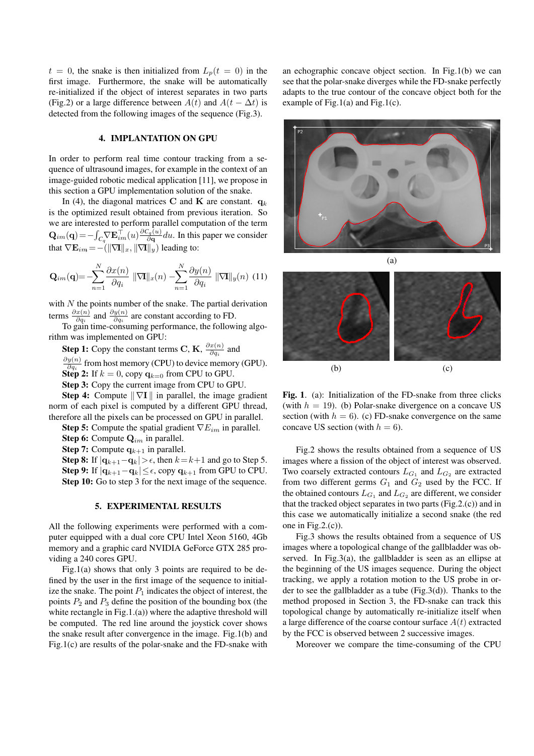$t = 0$, the snake is then initialized from $L_p(t = 0)$ in the first image. Furthermore, the snake will be automatically re-initialized if the object of interest separates in two parts (Fig.2) or a large difference between $A(t)$ and $A(t - \Delta t)$ is detected from the following images of the sequence (Fig.3).

## 4. IMPLANTATION ON GPU

In order to perform real time contour tracking from a sequence of ultrasound images, for example in the context of an image-guided robotic medical application [11], we propose in this section a GPU implementation solution of the snake.

In (4), the diagonal matrices $\mathbf{C}$ and $\mathbf{K}$ are constant. $\mathbf{q}_k$ is the optimized result obtained from previous iteration. So we are interested to perform parallel computation of the term $\mathbf{Q}_{im}(\mathbf{q}) = -\int_{C_q} \nabla \mathbf{E}_{im}^{\top}(u) \frac{\partial C_q(u)}{\partial \mathbf{q}} du$. In this paper we consider that $\nabla \mathbf{E}_{im} = -(\|\nabla \mathbf{I}\|_x, \|\nabla \mathbf{I}\|_y)$ leading to:

$$\mathbf{Q}_{im}(\mathbf{q}) = -\sum_{n=1}^{N} \frac{\partial x(n)}{\partial q_i} \|\nabla \mathbf{I}\|_x(n) - \sum_{n=1}^{N} \frac{\partial y(n)}{\partial q_i} \|\nabla \mathbf{I}\|_y(n) \quad (11)$$

with $N$ the points number of the snake. The partial derivation terms $\frac{\partial x(n)}{\partial q_i}$ and $\frac{\partial y(n)}{\partial q_i}$ are constant according to FD.

To gain time-consuming performance, the following algorithm was implemented on GPU:

**Step 1:** Copy the constant terms $\mathbf{C}$, $\mathbf{K}$, $\frac{\partial x(n)}{\partial q_i}$ and $\frac{\partial y(n)}{\partial q_i}$ from host memory (CPU) to device memory (GPU).

**Step 2:** If $k = 0$, copy $\mathbf{q}_{k=0}$ from CPU to GPU.

**Step 3:** Copy the current image from CPU to GPU.

**Step 4:** Compute $\| \nabla \mathbf{I} \|$ in parallel, the image gradient norm of each pixel is computed by a different GPU thread, therefore all the pixels can be processed on GPU in parallel.

**Step 5:** Compute the spatial gradient $\nabla E_{im}$ in parallel.

**Step 6:** Compute $\mathbf{Q}_{im}$ in parallel.

**Step 7:** Compute $\mathbf{q}_{k+1}$ in parallel.

**Step 8:** If $|\mathbf{q}_{k+1} - \mathbf{q}_k| > \epsilon$, then $k = k+1$ and go to Step 5.

**Step 9:** If $|\mathbf{q}_{k+1} - \mathbf{q}_k| \leq \epsilon$, copy $\mathbf{q}_{k+1}$ from GPU to CPU.

**Step 10:** Go to step 3 for the next image of the sequence.

## 5. EXPERIMENTAL RESULTS

All the following experiments were performed with a computer equipped with a dual core CPU Intel Xeon 5160, 4Gb memory and a graphic card NVIDIA GeForce GTX 285 providing a 240 cores GPU.

Fig.1(a) shows that only 3 points are required to be defined by the user in the first image of the sequence to initialize the snake. The point $P_1$ indicates the object of interest, the points $P_2$ and $P_3$ define the position of the bounding box (the white rectangle in Fig.1.(a)) where the adaptive threshold will be computed. The red line around the joystick cover shows the snake result after convergence in the image. Fig.1(b) and Fig.1(c) are results of the polar-snake and the FD-snake with an echographic concave object section. In Fig.1(b) we can see that the polar-snake diverges while the FD-snake perfectly adapts to the true contour of the concave object both for the example of Fig.1(a) and Fig.1(c).

**Fig. 1**. (a): Initialization of the FD-snake from three clicks (with $h = 19$). (b) Polar-snake divergence on a concave US section (with $h = 6$). (c) FD-snake convergence on the same concave US section (with $h = 6$).

Fig.2 shows the results obtained from a sequence of US images where a fission of the object of interest was observed. Two coarsely extracted contours $L_{G_1}$ and $L_{G_2}$ are extracted from two different germs $G_1$ and $G_2$ used by the FCC. If the obtained contours $L_{G_1}$ and $L_{G_2}$ are different, we consider that the tracked object separates in two parts (Fig.2.(c)) and in this case we automatically initialize a second snake (the red one in Fig.2.(c)).

Fig.3 shows the results obtained from a sequence of US images where a topological change of the gallbladder was observed. In Fig.3(a), the gallbladder is seen as an ellipse at the beginning of the US images sequence. During the object tracking, we apply a rotation motion to the US probe in order to see the gallbladder as a tube (Fig.3(d)). Thanks to the method proposed in Section 3, the FD-snake can track this topological change by automatically re-initialize itself when a large difference of the coarse contour surface $A(t)$ extracted by the FCC is observed between 2 successive images.

Moreover we compare the time-consuming of the CPU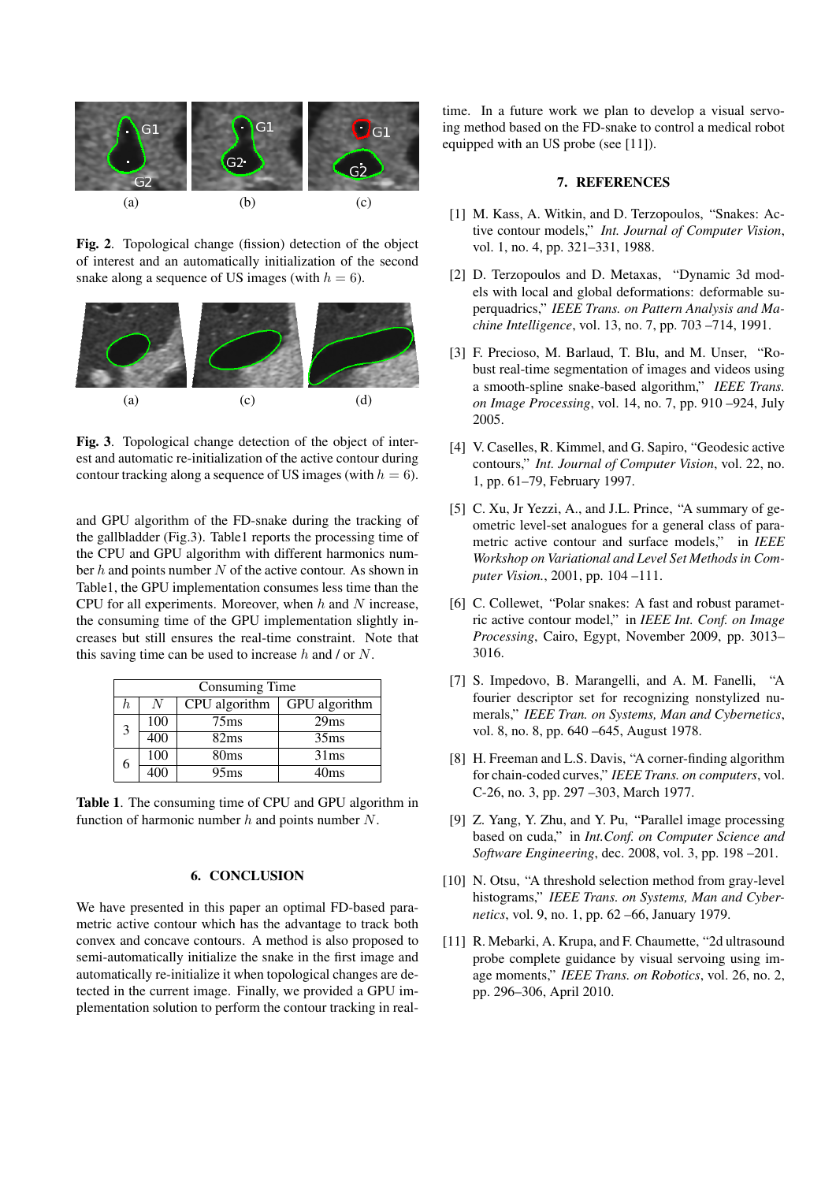(a) (b) (c)

**Fig. 2**. Topological change (fission) detection of the object of interest and an automatically initialization of the second snake along a sequence of US images (with $h = 6$).

(a) (c) (d)

**Fig. 3**. Topological change detection of the object of interest and automatic re-initialization of the active contour during contour tracking along a sequence of US images (with $h = 6$).

and GPU algorithm of the FD-snake during the tracking of the gallbladder (Fig.3). Table1 reports the processing time of the CPU and GPU algorithm with different harmonics number $h$ and points number $N$ of the active contour. As shown in Table1, the GPU implementation consumes less time than the CPU for all experiments. Moreover, when $h$ and $N$ increase, the consuming time of the GPU implementation slightly increases but still ensures the real-time constraint. Note that this saving time can be used to increase $h$ and / or $N$.

| Consuming Time | | | |
|---|---|---|---|
| $h$ | $N$ | CPU algorithm | GPU algorithm |
| 3 | 100 | 75ms | 29ms |
| | 400 | 82ms | 35ms |
| 6 | 100 | 80ms | 31ms |
| | 400 | 95ms | 40ms |

**Table 1**. The consuming time of CPU and GPU algorithm in function of harmonic number $h$ and points number $N$.

## 6. CONCLUSION

We have presented in this paper an optimal FD-based parametric active contour which has the advantage to track both convex and concave contours. A method is also proposed to semi-automatically initialize the snake in the first image and automatically re-initialize it when topological changes are detected in the current image. Finally, we provided a GPU implementation solution to perform the contour tracking in real-time. In a future work we plan to develop a visual servoing method based on the FD-snake to control a medical robot equipped with an US probe (see [11]).

## 7. REFERENCES

[1] M. Kass, A. Witkin, and D. Terzopoulos, "Snakes: Active contour models," *Int. Journal of Computer Vision*, vol. 1, no. 4, pp. 321–331, 1988.

[2] D. Terzopoulos and D. Metaxas, "Dynamic 3d models with local and global deformations: deformable superquadrics," *IEEE Trans. on Pattern Analysis and Machine Intelligence*, vol. 13, no. 7, pp. 703 –714, 1991.

[3] F. Precioso, M. Barlaud, T. Blu, and M. Unser, "Robust real-time segmentation of images and videos using a smooth-spline snake-based algorithm," *IEEE Trans. on Image Processing*, vol. 14, no. 7, pp. 910 –924, July 2005.

[4] V. Caselles, R. Kimmel, and G. Sapiro, "Geodesic active contours," *Int. Journal of Computer Vision*, vol. 22, no. 1, pp. 61–79, February 1997.

[5] C. Xu, Jr Yezzi, A., and J.L. Prince, "A summary of geometric level-set analogues for a general class of parametric active contour and surface models," in *IEEE Workshop on Variational and Level Set Methods in Computer Vision.*, 2001, pp. 104 –111.

[6] C. Collewet, "Polar snakes: A fast and robust parametric active contour model," in *IEEE Int. Conf. on Image Processing*, Cairo, Egypt, November 2009, pp. 3013–3016.

[7] S. Impedovo, B. Marangelli, and A. M. Fanelli, "A fourier descriptor set for recognizing nonstylized numerals," *IEEE Tran. on Systems, Man and Cybernetics*, vol. 8, no. 8, pp. 640 –645, August 1978.

[8] H. Freeman and L.S. Davis, "A corner-finding algorithm for chain-coded curves," *IEEE Trans. on computers*, vol. C-26, no. 3, pp. 297 –303, March 1977.

[9] Z. Yang, Y. Zhu, and Y. Pu, "Parallel image processing based on cuda," in *Int.Conf. on Computer Science and Software Engineering*, dec. 2008, vol. 3, pp. 198 –201.

[10] N. Otsu, "A threshold selection method from gray-level histograms," *IEEE Trans. on Systems, Man and Cybernetics*, vol. 9, no. 1, pp. 62 –66, January 1979.

[11] R. Mebarki, A. Krupa, and F. Chaumette, "2d ultrasound probe complete guidance by visual servoing using image moments," *IEEE Trans. on Robotics*, vol. 26, no. 2, pp. 296–306, April 2010.